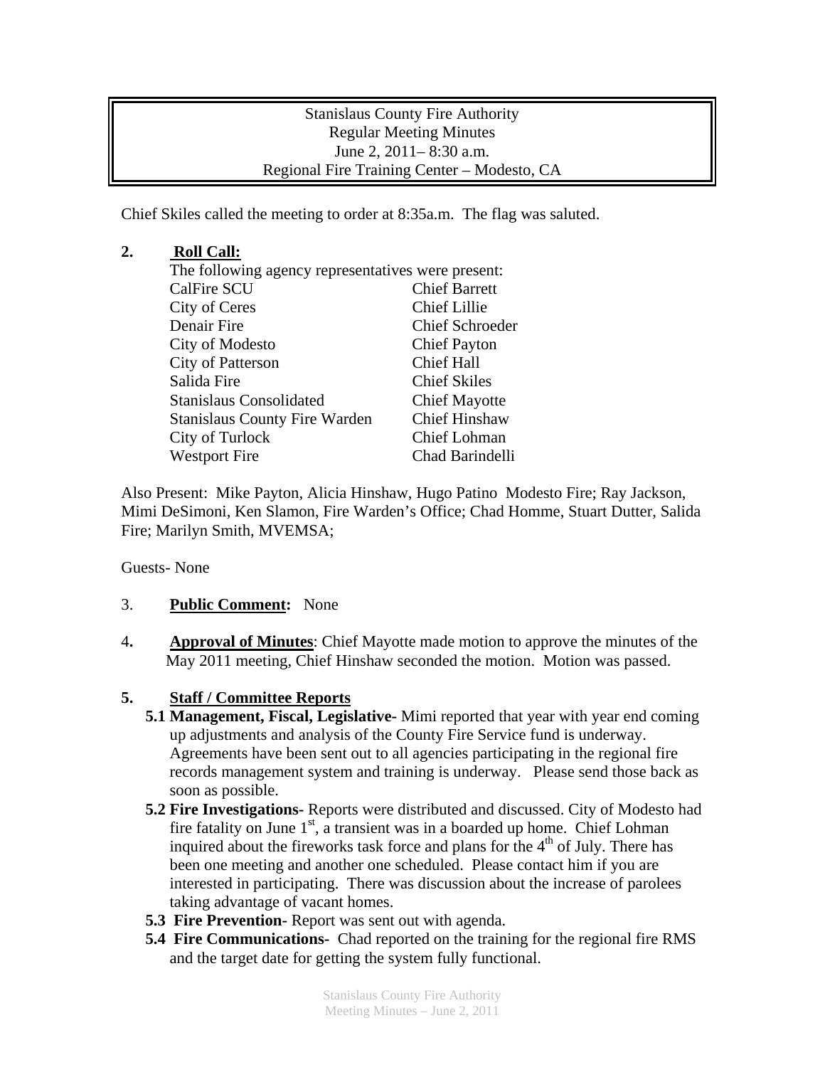Stanislaus County Fire Authority
Regular Meeting Minutes
June 2, 2011– 8:30 a.m.
Regional Fire Training Center – Modesto, CA

Chief Skiles called the meeting to order at 8:35a.m. The flag was saluted.

**2. Roll Call:**

The following agency representatives were present:

| | |
|---|---|
| CalFire SCU | Chief Barrett |
| City of Ceres | Chief Lillie |
| Denair Fire | Chief Schroeder |
| City of Modesto | Chief Payton |
| City of Patterson | Chief Hall |
| Salida Fire | Chief Skiles |
| Stanislaus Consolidated | Chief Mayotte |
| Stanislaus County Fire Warden | Chief Hinshaw |
| City of Turlock | Chief Lohman |
| Westport Fire | Chad Barindelli |

Also Present: Mike Payton, Alicia Hinshaw, Hugo Patino Modesto Fire; Ray Jackson, Mimi DeSimoni, Ken Slamon, Fire Warden's Office; Chad Homme, Stuart Dutter, Salida Fire; Marilyn Smith, MVEMSA;

Guests- None

3. **Public Comment:** None

4. **Approval of Minutes**: Chief Mayotte made motion to approve the minutes of the May 2011 meeting, Chief Hinshaw seconded the motion. Motion was passed.

**5. Staff / Committee Reports**

- **5.1 Management, Fiscal, Legislative-** Mimi reported that year with year end coming up adjustments and analysis of the County Fire Service fund is underway. Agreements have been sent out to all agencies participating in the regional fire records management system and training is underway. Please send those back as soon as possible.
- **5.2 Fire Investigations-** Reports were distributed and discussed. City of Modesto had fire fatality on June 1st, a transient was in a boarded up home. Chief Lohman inquired about the fireworks task force and plans for the 4th of July. There has been one meeting and another one scheduled. Please contact him if you are interested in participating. There was discussion about the increase of parolees taking advantage of vacant homes.
- **5.3 Fire Prevention-** Report was sent out with agenda.
- **5.4 Fire Communications-** Chad reported on the training for the regional fire RMS and the target date for getting the system fully functional.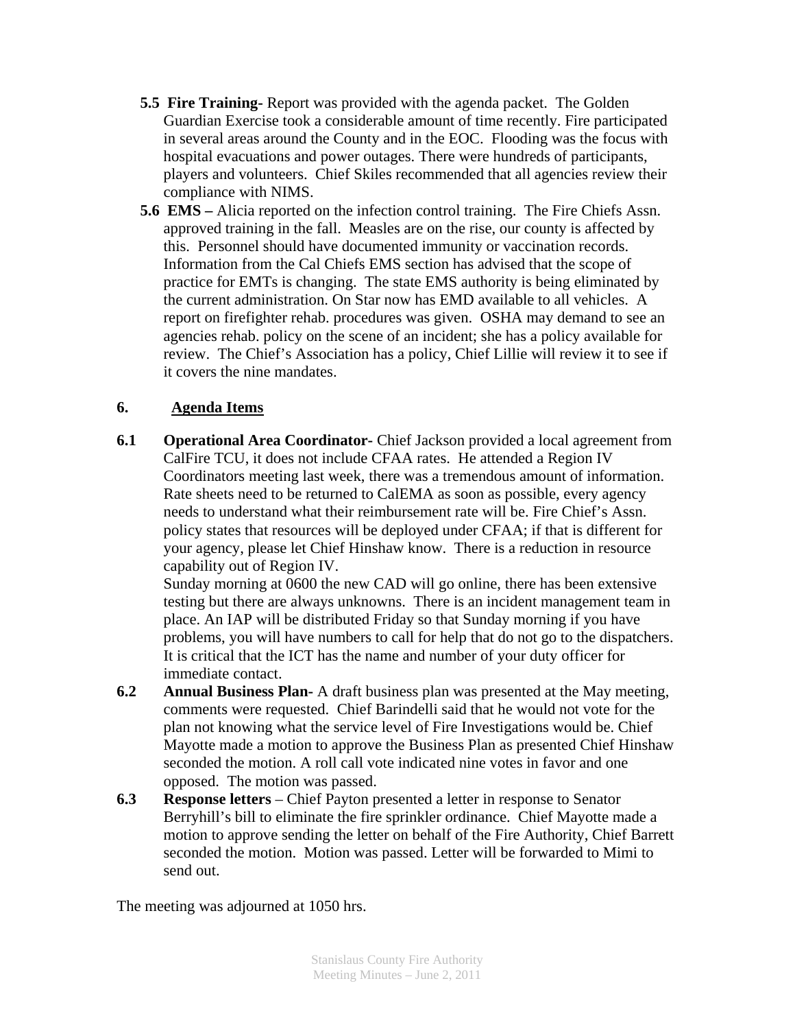- **5.5 Fire Training-** Report was provided with the agenda packet. The Golden Guardian Exercise took a considerable amount of time recently. Fire participated in several areas around the County and in the EOC. Flooding was the focus with hospital evacuations and power outages. There were hundreds of participants, players and volunteers. Chief Skiles recommended that all agencies review their compliance with NIMS.
- **5.6 EMS –** Alicia reported on the infection control training. The Fire Chiefs Assn. approved training in the fall. Measles are on the rise, our county is affected by this. Personnel should have documented immunity or vaccination records. Information from the Cal Chiefs EMS section has advised that the scope of practice for EMTs is changing. The state EMS authority is being eliminated by the current administration. On Star now has EMD available to all vehicles. A report on firefighter rehab. procedures was given. OSHA may demand to see an agencies rehab. policy on the scene of an incident; she has a policy available for review. The Chief's Association has a policy, Chief Lillie will review it to see if it covers the nine mandates.

## 6. Agenda Items

**6.1 Operational Area Coordinator-** Chief Jackson provided a local agreement from CalFire TCU, it does not include CFAA rates. He attended a Region IV Coordinators meeting last week, there was a tremendous amount of information. Rate sheets need to be returned to CalEMA as soon as possible, every agency needs to understand what their reimbursement rate will be. Fire Chief's Assn. policy states that resources will be deployed under CFAA; if that is different for your agency, please let Chief Hinshaw know. There is a reduction in resource capability out of Region IV.

Sunday morning at 0600 the new CAD will go online, there has been extensive testing but there are always unknowns. There is an incident management team in place. An IAP will be distributed Friday so that Sunday morning if you have problems, you will have numbers to call for help that do not go to the dispatchers. It is critical that the ICT has the name and number of your duty officer for immediate contact.

**6.2 Annual Business Plan-** A draft business plan was presented at the May meeting, comments were requested. Chief Barindelli said that he would not vote for the plan not knowing what the service level of Fire Investigations would be. Chief Mayotte made a motion to approve the Business Plan as presented Chief Hinshaw seconded the motion. A roll call vote indicated nine votes in favor and one opposed. The motion was passed.

**6.3 Response letters** – Chief Payton presented a letter in response to Senator Berryhill's bill to eliminate the fire sprinkler ordinance. Chief Mayotte made a motion to approve sending the letter on behalf of the Fire Authority, Chief Barrett seconded the motion. Motion was passed. Letter will be forwarded to Mimi to send out.

The meeting was adjourned at 1050 hrs.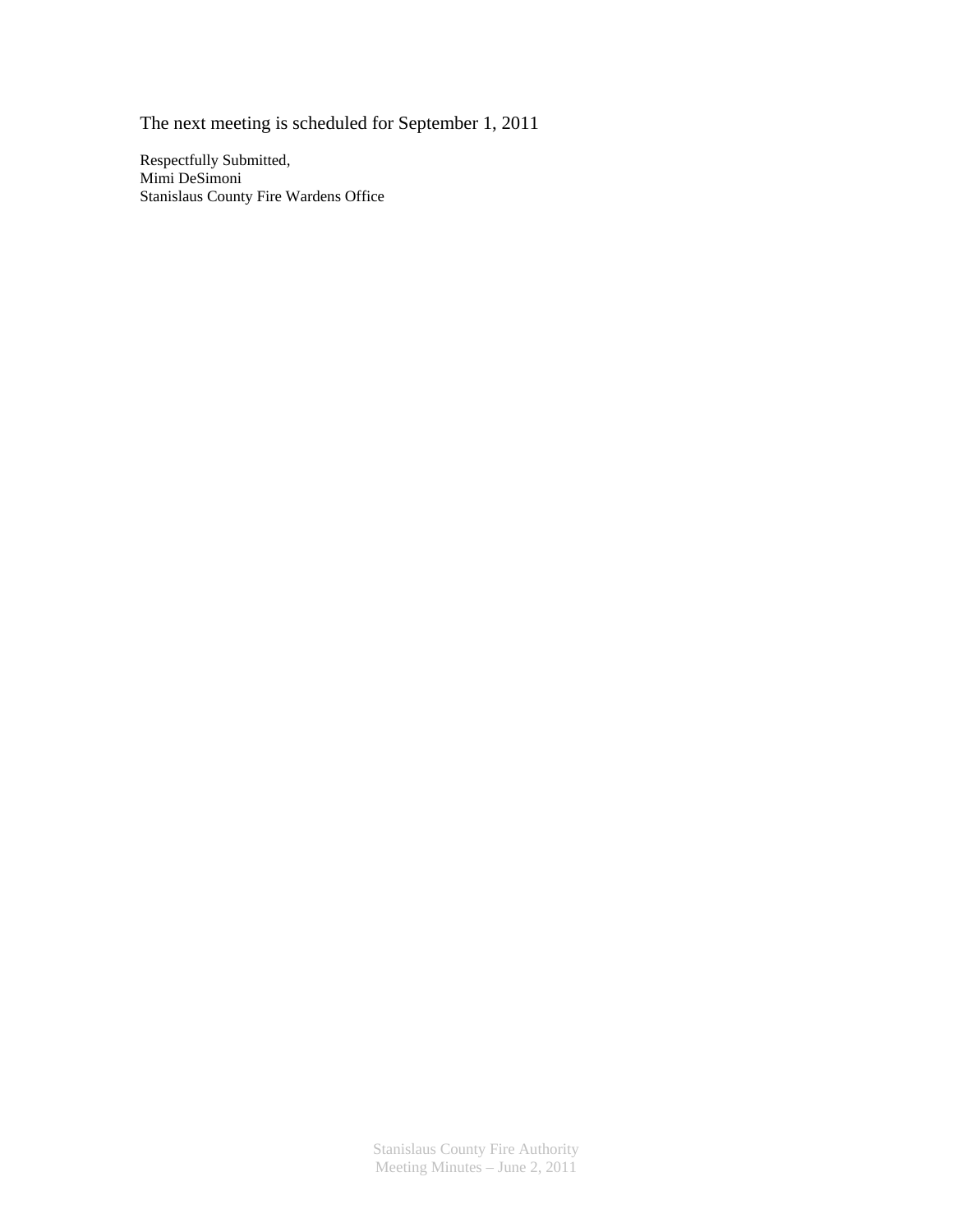The next meeting is scheduled for September 1, 2011

Respectfully Submitted,
Mimi DeSimoni
Stanislaus County Fire Wardens Office